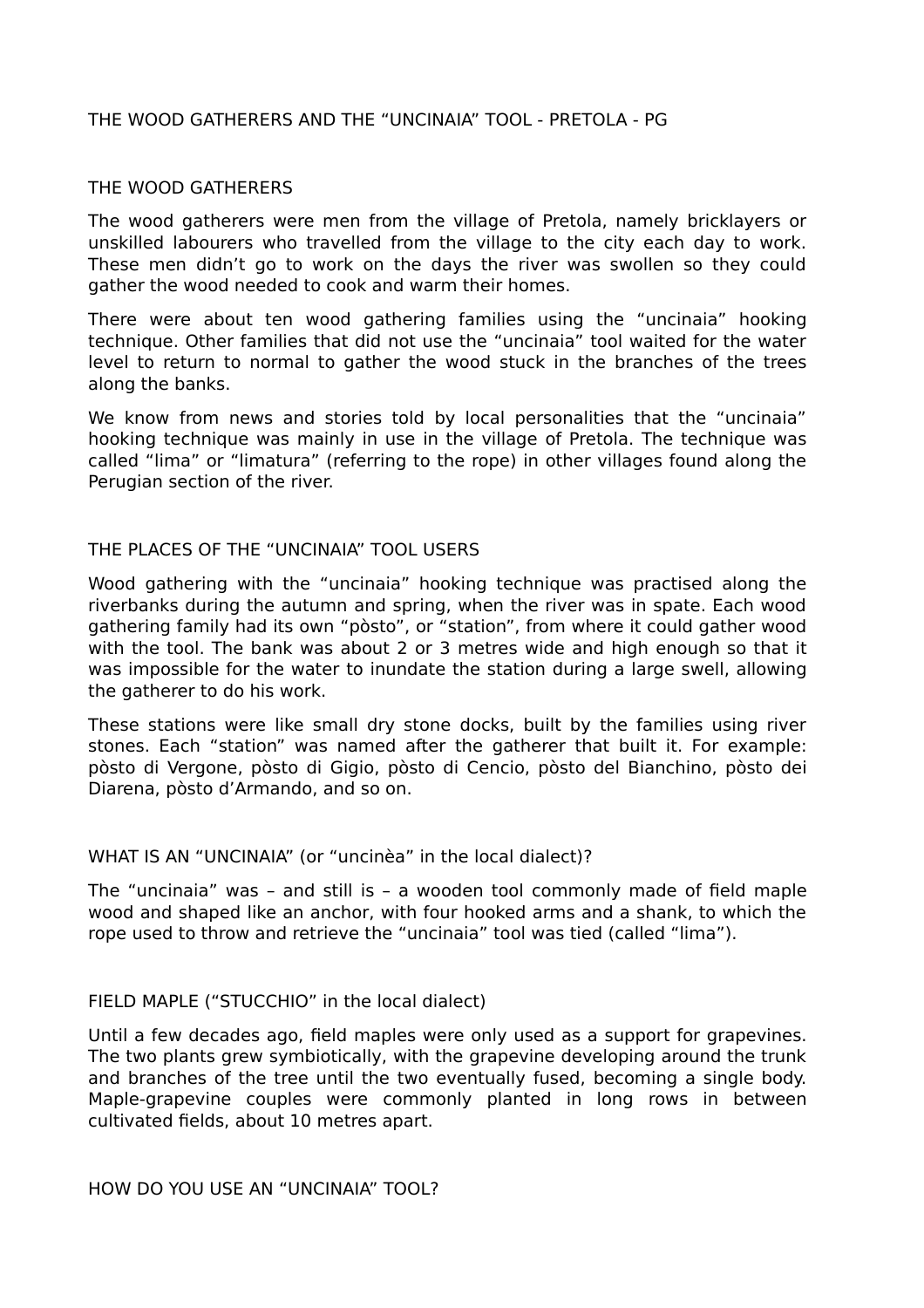# THE WOOD GATHERERS AND THE “UNCINAIA” TOOL - PRETOLA - PG

## THE WOOD GATHERERS

The wood gatherers were men from the village of Pretola, namely bricklayers or unskilled labourers who travelled from the village to the city each day to work. These men didn’t go to work on the days the river was swollen so they could gather the wood needed to cook and warm their homes.

There were about ten wood gathering families using the “uncinaia” hooking technique. Other families that did not use the “uncinaia” tool waited for the water level to return to normal to gather the wood stuck in the branches of the trees along the banks.

We know from news and stories told by local personalities that the “uncinaia” hooking technique was mainly in use in the village of Pretola. The technique was called “lima” or “limatura” (referring to the rope) in other villages found along the Perugian section of the river.

## THE PLACES OF THE “UNCINAIA” TOOL USERS

Wood gathering with the “uncinaia” hooking technique was practised along the riverbanks during the autumn and spring, when the river was in spate. Each wood gathering family had its own “pòsto”, or “station”, from where it could gather wood with the tool. The bank was about 2 or 3 metres wide and high enough so that it was impossible for the water to inundate the station during a large swell, allowing the gatherer to do his work.

These stations were like small dry stone docks, built by the families using river stones. Each “station” was named after the gatherer that built it. For example: pòsto di Vergone, pòsto di Gigio, pòsto di Cencio, pòsto del Bianchino, pòsto dei Diarena, pòsto d’Armando, and so on.

## WHAT IS AN “UNCINAIA” (or “uncinèa” in the local dialect)?

The “uncinaia” was – and still is – a wooden tool commonly made of field maple wood and shaped like an anchor, with four hooked arms and a shank, to which the rope used to throw and retrieve the “uncinaia” tool was tied (called “lima”).

## FIELD MAPLE (“STUCCHIO” in the local dialect)

Until a few decades ago, field maples were only used as a support for grapevines. The two plants grew symbiotically, with the grapevine developing around the trunk and branches of the tree until the two eventually fused, becoming a single body. Maple-grapevine couples were commonly planted in long rows in between cultivated fields, about 10 metres apart.

## HOW DO YOU USE AN “UNCINAIA” TOOL?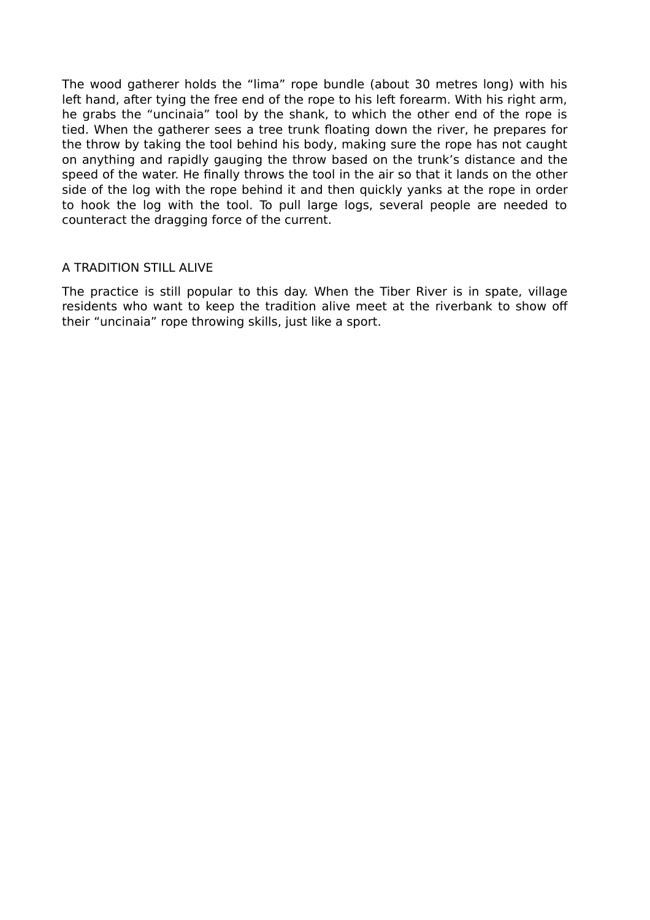The wood gatherer holds the “lima” rope bundle (about 30 metres long) with his left hand, after tying the free end of the rope to his left forearm. With his right arm, he grabs the “uncinaia” tool by the shank, to which the other end of the rope is tied. When the gatherer sees a tree trunk floating down the river, he prepares for the throw by taking the tool behind his body, making sure the rope has not caught on anything and rapidly gauging the throw based on the trunk’s distance and the speed of the water. He finally throws the tool in the air so that it lands on the other side of the log with the rope behind it and then quickly yanks at the rope in order to hook the log with the tool. To pull large logs, several people are needed to counteract the dragging force of the current.

## A TRADITION STILL ALIVE

The practice is still popular to this day. When the Tiber River is in spate, village residents who want to keep the tradition alive meet at the riverbank to show off their “uncinaia” rope throwing skills, just like a sport.